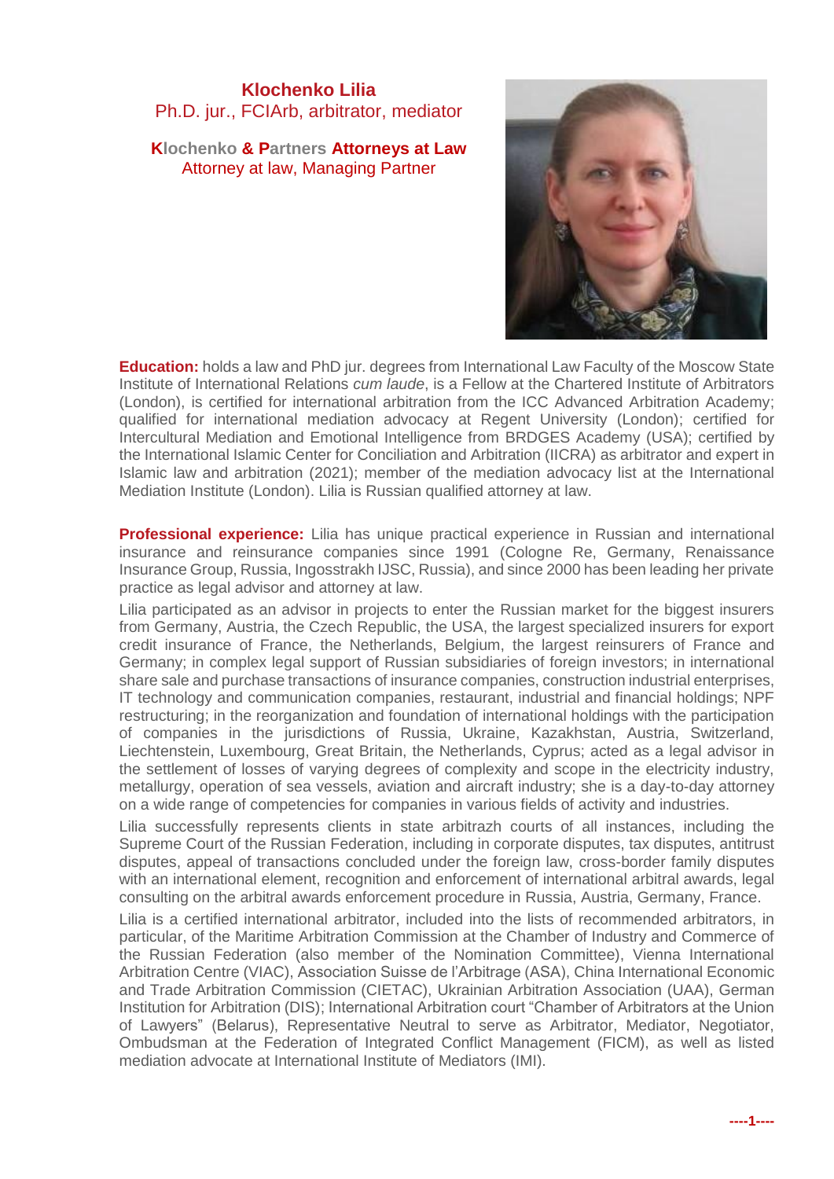# Klochenko Lilia

Ph.D. jur., FCIArb, arbitrator, mediator

**Klochenko & Partners Attorneys at Law**

Attorney at law, Managing Partner

**Education:** holds a law and PhD jur. degrees from International Law Faculty of the Moscow State Institute of International Relations *cum laude*, is a Fellow at the Chartered Institute of Arbitrators (London), is certified for international arbitration from the ICC Advanced Arbitration Academy; qualified for international mediation advocacy at Regent University (London); certified for Intercultural Mediation and Emotional Intelligence from BRDGES Academy (USA); certified by the International Islamic Center for Conciliation and Arbitration (IICRA) as arbitrator and expert in Islamic law and arbitration (2021); member of the mediation advocacy list at the International Mediation Institute (London). Lilia is Russian qualified attorney at law.

**Professional experience:** Lilia has unique practical experience in Russian and international insurance and reinsurance companies since 1991 (Cologne Re, Germany, Renaissance Insurance Group, Russia, Ingosstrakh IJSC, Russia), and since 2000 has been leading her private practice as legal advisor and attorney at law.

Lilia participated as an advisor in projects to enter the Russian market for the biggest insurers from Germany, Austria, the Czech Republic, the USA, the largest specialized insurers for export credit insurance of France, the Netherlands, Belgium, the largest reinsurers of France and Germany; in complex legal support of Russian subsidiaries of foreign investors; in international share sale and purchase transactions of insurance companies, construction industrial enterprises, IT technology and communication companies, restaurant, industrial and financial holdings; NPF restructuring; in the reorganization and foundation of international holdings with the participation of companies in the jurisdictions of Russia, Ukraine, Kazakhstan, Austria, Switzerland, Liechtenstein, Luxembourg, Great Britain, the Netherlands, Cyprus; acted as a legal advisor in the settlement of losses of varying degrees of complexity and scope in the electricity industry, metallurgy, operation of sea vessels, aviation and aircraft industry; she is a day-to-day attorney on a wide range of competencies for companies in various fields of activity and industries.

Lilia successfully represents clients in state arbitrazh courts of all instances, including the Supreme Court of the Russian Federation, including in corporate disputes, tax disputes, antitrust disputes, appeal of transactions concluded under the foreign law, cross-border family disputes with an international element, recognition and enforcement of international arbitral awards, legal consulting on the arbitral awards enforcement procedure in Russia, Austria, Germany, France.

Lilia is a certified international arbitrator, included into the lists of recommended arbitrators, in particular, of the Maritime Arbitration Commission at the Chamber of Industry and Commerce of the Russian Federation (also member of the Nomination Committee), Vienna International Arbitration Centre (VIAC), Association Suisse de l'Arbitrage (ASA), China International Economic and Trade Arbitration Commission (CIETAC), Ukrainian Arbitration Association (UAA), German Institution for Arbitration (DIS); International Arbitration court "Chamber of Arbitrators at the Union of Lawyers" (Belarus), Representative Neutral to serve as Arbitrator, Mediator, Negotiator, Ombudsman at the Federation of Integrated Conflict Management (FICM), as well as listed mediation advocate at International Institute of Mediators (IMI).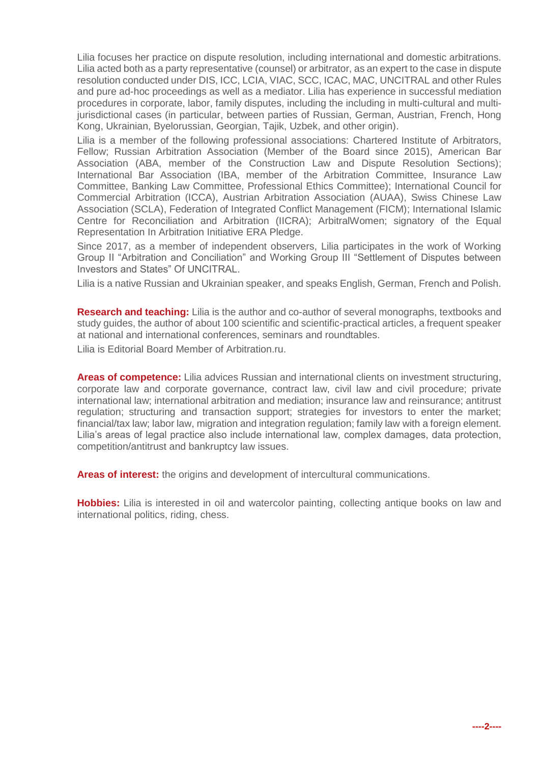Lilia focuses her practice on dispute resolution, including international and domestic arbitrations. Lilia acted both as a party representative (counsel) or arbitrator, as an expert to the case in dispute resolution conducted under DIS, ICC, LCIA, VIAC, SCC, ICAC, MAC, UNCITRAL and other Rules and pure ad-hoc proceedings as well as a mediator. Lilia has experience in successful mediation procedures in corporate, labor, family disputes, including the including in multi-cultural and multi-jurisdictional cases (in particular, between parties of Russian, German, Austrian, French, Hong Kong, Ukrainian, Byelorussian, Georgian, Tajik, Uzbek, and other origin).

Lilia is a member of the following professional associations: Chartered Institute of Arbitrators, Fellow; Russian Arbitration Association (Member of the Board since 2015), American Bar Association (ABA, member of the Construction Law and Dispute Resolution Sections); International Bar Association (IBA, member of the Arbitration Committee, Insurance Law Committee, Banking Law Committee, Professional Ethics Committee); International Council for Commercial Arbitration (ICCA), Austrian Arbitration Association (AUAA), Swiss Chinese Law Association (SCLA), Federation of Integrated Conflict Management (FICM); International Islamic Centre for Reconciliation and Arbitration (IICRA); ArbitralWomen; signatory of the Equal Representation In Arbitration Initiative ERA Pledge.

Since 2017, as a member of independent observers, Lilia participates in the work of Working Group II "Arbitration and Conciliation" and Working Group III "Settlement of Disputes between Investors and States" Of UNCITRAL.

Lilia is a native Russian and Ukrainian speaker, and speaks English, German, French and Polish.

**Research and teaching:** Lilia is the author and co-author of several monographs, textbooks and study guides, the author of about 100 scientific and scientific-practical articles, a frequent speaker at national and international conferences, seminars and roundtables.

Lilia is Editorial Board Member of Arbitration.ru.

**Areas of competence:** Lilia advices Russian and international clients on investment structuring, corporate law and corporate governance, contract law, civil law and civil procedure; private international law; international arbitration and mediation; insurance law and reinsurance; antitrust regulation; structuring and transaction support; strategies for investors to enter the market; financial/tax law; labor law, migration and integration regulation; family law with a foreign element. Lilia's areas of legal practice also include international law, complex damages, data protection, competition/antitrust and bankruptcy law issues.

**Areas of interest:** the origins and development of intercultural communications.

**Hobbies:** Lilia is interested in oil and watercolor painting, collecting antique books on law and international politics, riding, chess.